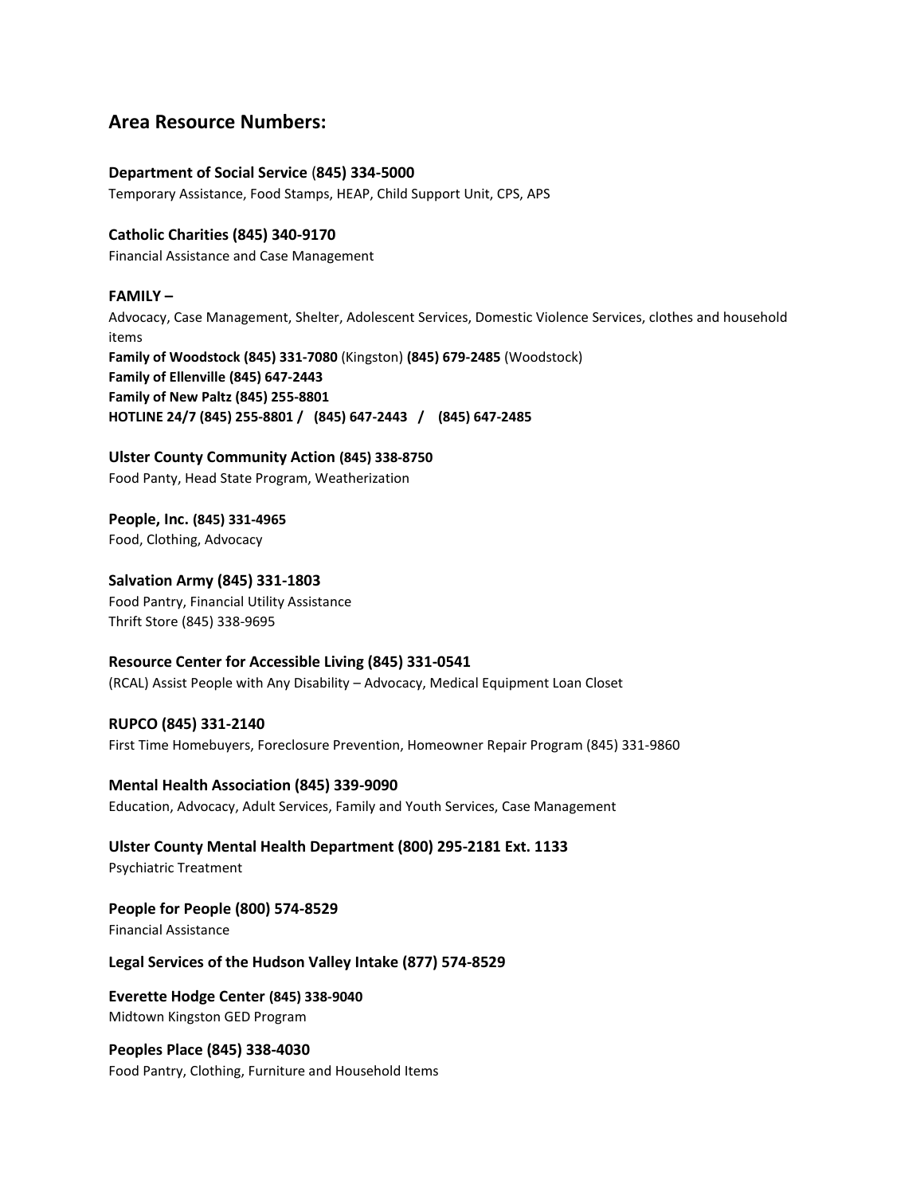## Area Resource Numbers:

**Department of Social Service (845) 334-5000**
Temporary Assistance, Food Stamps, HEAP, Child Support Unit, CPS, APS

**Catholic Charities (845) 340-9170**
Financial Assistance and Case Management

**FAMILY –**
Advocacy, Case Management, Shelter, Adolescent Services, Domestic Violence Services, clothes and household items
**Family of Woodstock (845) 331-7080** (Kingston) **(845) 679-2485** (Woodstock)
**Family of Ellenville (845) 647-2443**
**Family of New Paltz (845) 255-8801**
**HOTLINE 24/7 (845) 255-8801 / (845) 647-2443 / (845) 647-2485**

**Ulster County Community Action (845) 338-8750**
Food Panty, Head State Program, Weatherization

**People, Inc. (845) 331-4965**
Food, Clothing, Advocacy

**Salvation Army (845) 331-1803**
Food Pantry, Financial Utility Assistance
Thrift Store (845) 338-9695

**Resource Center for Accessible Living (845) 331-0541**
(RCAL) Assist People with Any Disability – Advocacy, Medical Equipment Loan Closet

**RUPCO (845) 331-2140**
First Time Homebuyers, Foreclosure Prevention, Homeowner Repair Program (845) 331-9860

**Mental Health Association (845) 339-9090**
Education, Advocacy, Adult Services, Family and Youth Services, Case Management

**Ulster County Mental Health Department (800) 295-2181 Ext. 1133**
Psychiatric Treatment

**People for People (800) 574-8529**
Financial Assistance

**Legal Services of the Hudson Valley Intake (877) 574-8529**

**Everette Hodge Center (845) 338-9040**
Midtown Kingston GED Program

**Peoples Place (845) 338-4030**
Food Pantry, Clothing, Furniture and Household Items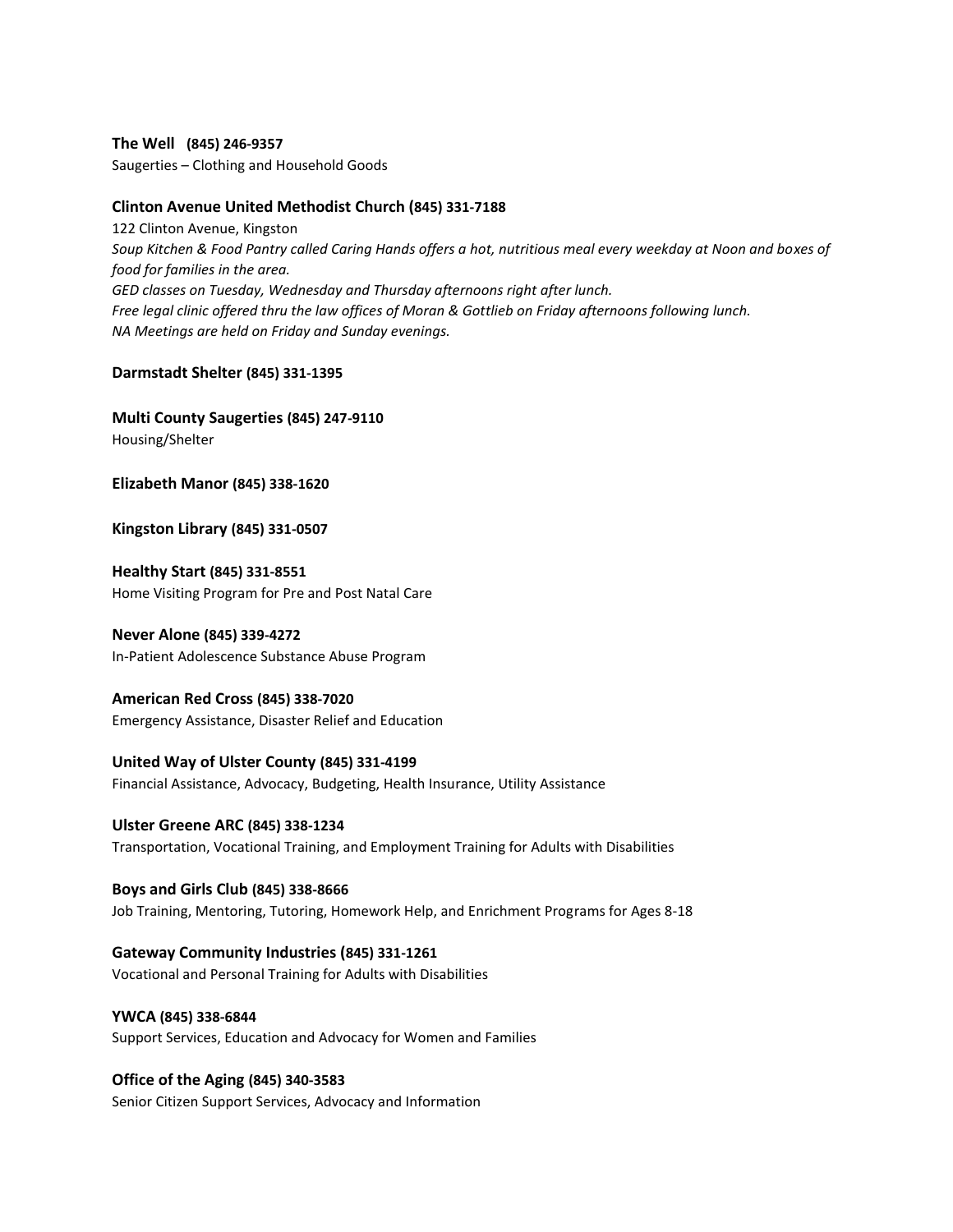**The Well (845) 246-9357**
Saugerties – Clothing and Household Goods

**Clinton Avenue United Methodist Church (845) 331-7188**
122 Clinton Avenue, Kingston
*Soup Kitchen & Food Pantry called Caring Hands offers a hot, nutritious meal every weekday at Noon and boxes of food for families in the area.*
*GED classes on Tuesday, Wednesday and Thursday afternoons right after lunch.*
*Free legal clinic offered thru the law offices of Moran & Gottlieb on Friday afternoons following lunch.*
*NA Meetings are held on Friday and Sunday evenings.*

**Darmstadt Shelter (845) 331-1395**

**Multi County Saugerties (845) 247-9110**
Housing/Shelter

**Elizabeth Manor (845) 338-1620**

**Kingston Library (845) 331-0507**

**Healthy Start (845) 331-8551**
Home Visiting Program for Pre and Post Natal Care

**Never Alone (845) 339-4272**
In-Patient Adolescence Substance Abuse Program

**American Red Cross (845) 338-7020**
Emergency Assistance, Disaster Relief and Education

**United Way of Ulster County (845) 331-4199**
Financial Assistance, Advocacy, Budgeting, Health Insurance, Utility Assistance

**Ulster Greene ARC (845) 338-1234**
Transportation, Vocational Training, and Employment Training for Adults with Disabilities

**Boys and Girls Club (845) 338-8666**
Job Training, Mentoring, Tutoring, Homework Help, and Enrichment Programs for Ages 8-18

**Gateway Community Industries (845) 331-1261**
Vocational and Personal Training for Adults with Disabilities

**YWCA (845) 338-6844**
Support Services, Education and Advocacy for Women and Families

**Office of the Aging (845) 340-3583**
Senior Citizen Support Services, Advocacy and Information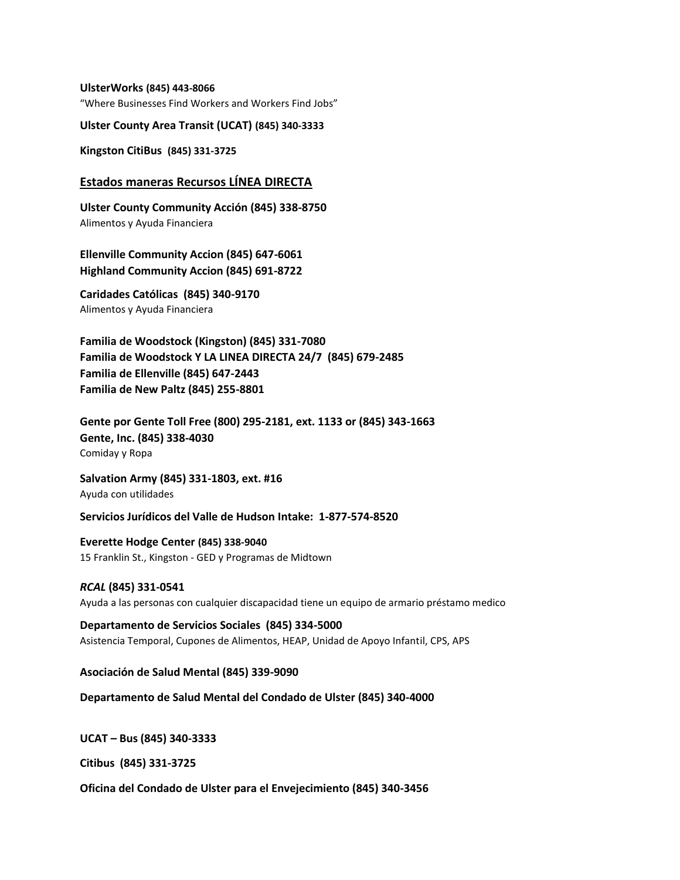**UlsterWorks (845) 443-8066**
"Where Businesses Find Workers and Workers Find Jobs"

**Ulster County Area Transit (UCAT) (845) 340-3333**

**Kingston CitiBus (845) 331-3725**

## Estados maneras Recursos LÍNEA DIRECTA

**Ulster County Community Acción (845) 338-8750**
Alimentos y Ayuda Financiera

**Ellenville Community Accion (845) 647-6061**
**Highland Community Accion (845) 691-8722**

**Caridades Católicas (845) 340-9170**
Alimentos y Ayuda Financiera

**Familia de Woodstock (Kingston) (845) 331-7080**
**Familia de Woodstock Y LA LINEA DIRECTA 24/7 (845) 679-2485**
**Familia de Ellenville (845) 647-2443**
**Familia de New Paltz (845) 255-8801**

**Gente por Gente Toll Free (800) 295-2181, ext. 1133 or (845) 343-1663**
**Gente, Inc. (845) 338-4030**
Comiday y Ropa

**Salvation Army (845) 331-1803, ext. #16**
Ayuda con utilidades

**Servicios Jurídicos del Valle de Hudson Intake: 1-877-574-8520**

**Everette Hodge Center (845) 338-9040**
15 Franklin St., Kingston - GED y Programas de Midtown

***RCAL* (845) 331-0541**
Ayuda a las personas con cualquier discapacidad tiene un equipo de armario préstamo medico

**Departamento de Servicios Sociales (845) 334-5000**
Asistencia Temporal, Cupones de Alimentos, HEAP, Unidad de Apoyo Infantil, CPS, APS

**Asociación de Salud Mental (845) 339-9090**

**Departamento de Salud Mental del Condado de Ulster (845) 340-4000**

**UCAT – Bus (845) 340-3333**

**Citibus (845) 331-3725**

**Oficina del Condado de Ulster para el Envejecimiento (845) 340-3456**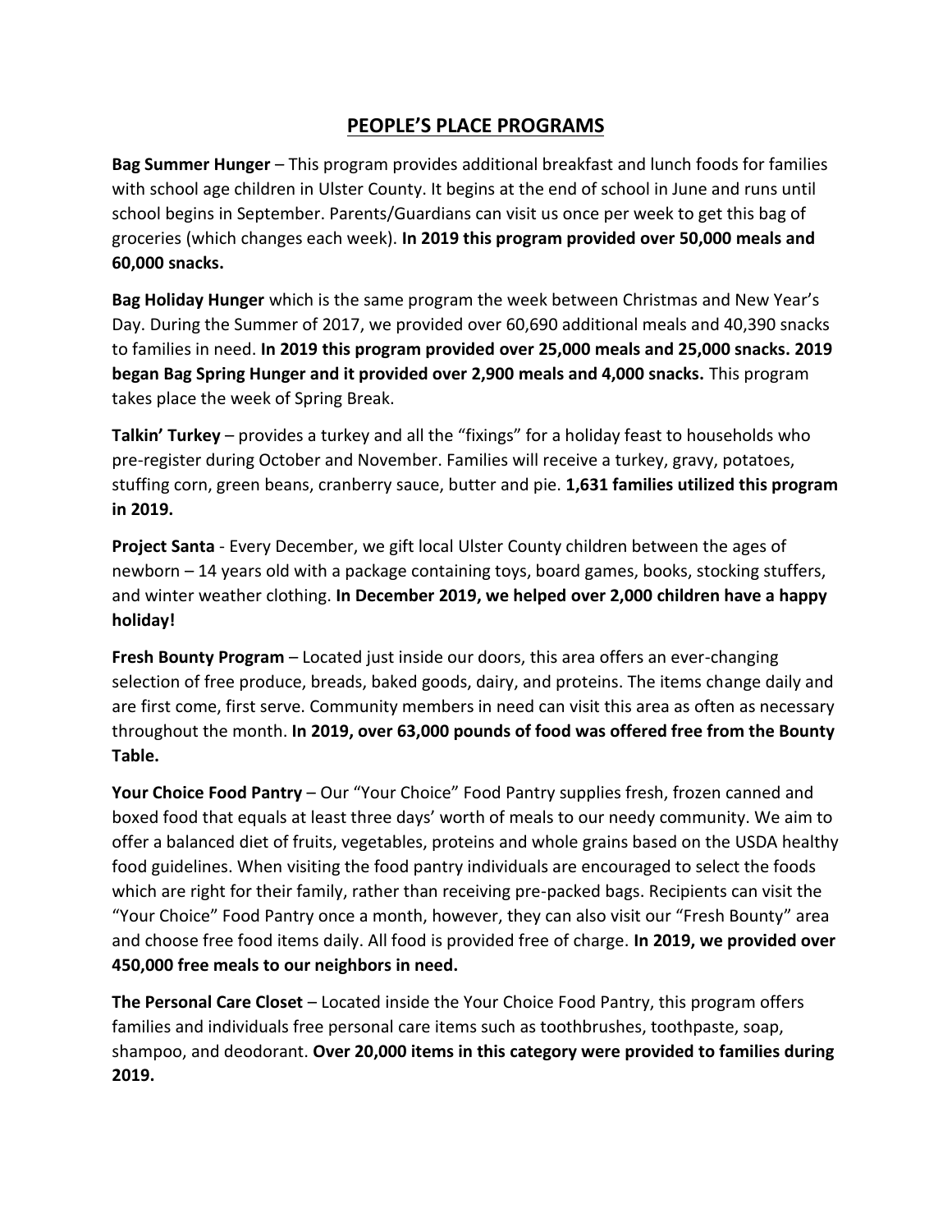# PEOPLE'S PLACE PROGRAMS

**Bag Summer Hunger** – This program provides additional breakfast and lunch foods for families with school age children in Ulster County. It begins at the end of school in June and runs until school begins in September. Parents/Guardians can visit us once per week to get this bag of groceries (which changes each week). **In 2019 this program provided over 50,000 meals and 60,000 snacks.**

**Bag Holiday Hunger** which is the same program the week between Christmas and New Year's Day. During the Summer of 2017, we provided over 60,690 additional meals and 40,390 snacks to families in need. **In 2019 this program provided over 25,000 meals and 25,000 snacks. 2019 began Bag Spring Hunger and it provided over 2,900 meals and 4,000 snacks.** This program takes place the week of Spring Break.

**Talkin' Turkey** – provides a turkey and all the "fixings" for a holiday feast to households who pre-register during October and November. Families will receive a turkey, gravy, potatoes, stuffing corn, green beans, cranberry sauce, butter and pie. **1,631 families utilized this program in 2019.**

**Project Santa** - Every December, we gift local Ulster County children between the ages of newborn – 14 years old with a package containing toys, board games, books, stocking stuffers, and winter weather clothing. **In December 2019, we helped over 2,000 children have a happy holiday!**

**Fresh Bounty Program** – Located just inside our doors, this area offers an ever-changing selection of free produce, breads, baked goods, dairy, and proteins. The items change daily and are first come, first serve. Community members in need can visit this area as often as necessary throughout the month. **In 2019, over 63,000 pounds of food was offered free from the Bounty Table.**

**Your Choice Food Pantry** – Our "Your Choice" Food Pantry supplies fresh, frozen canned and boxed food that equals at least three days' worth of meals to our needy community. We aim to offer a balanced diet of fruits, vegetables, proteins and whole grains based on the USDA healthy food guidelines. When visiting the food pantry individuals are encouraged to select the foods which are right for their family, rather than receiving pre-packed bags. Recipients can visit the "Your Choice" Food Pantry once a month, however, they can also visit our "Fresh Bounty" area and choose free food items daily. All food is provided free of charge. **In 2019, we provided over 450,000 free meals to our neighbors in need.**

**The Personal Care Closet** – Located inside the Your Choice Food Pantry, this program offers families and individuals free personal care items such as toothbrushes, toothpaste, soap, shampoo, and deodorant. **Over 20,000 items in this category were provided to families during 2019.**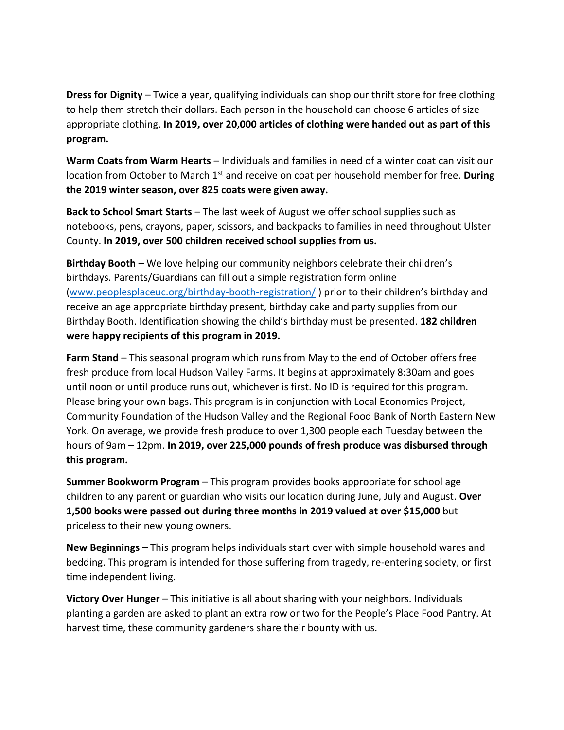**Dress for Dignity** – Twice a year, qualifying individuals can shop our thrift store for free clothing to help them stretch their dollars. Each person in the household can choose 6 articles of size appropriate clothing. **In 2019, over 20,000 articles of clothing were handed out as part of this program.**

**Warm Coats from Warm Hearts** – Individuals and families in need of a winter coat can visit our location from October to March 1st and receive on coat per household member for free. **During the 2019 winter season, over 825 coats were given away.**

**Back to School Smart Starts** – The last week of August we offer school supplies such as notebooks, pens, crayons, paper, scissors, and backpacks to families in need throughout Ulster County. **In 2019, over 500 children received school supplies from us.**

**Birthday Booth** – We love helping our community neighbors celebrate their children's birthdays. Parents/Guardians can fill out a simple registration form online ([www.peoplesplaceuc.org/birthday-booth-registration/](http://www.peoplesplaceuc.org/birthday-booth-registration/) ) prior to their children's birthday and receive an age appropriate birthday present, birthday cake and party supplies from our Birthday Booth. Identification showing the child's birthday must be presented. **182 children were happy recipients of this program in 2019.**

**Farm Stand** – This seasonal program which runs from May to the end of October offers free fresh produce from local Hudson Valley Farms. It begins at approximately 8:30am and goes until noon or until produce runs out, whichever is first. No ID is required for this program. Please bring your own bags. This program is in conjunction with Local Economies Project, Community Foundation of the Hudson Valley and the Regional Food Bank of North Eastern New York. On average, we provide fresh produce to over 1,300 people each Tuesday between the hours of 9am – 12pm. **In 2019, over 225,000 pounds of fresh produce was disbursed through this program.**

**Summer Bookworm Program** – This program provides books appropriate for school age children to any parent or guardian who visits our location during June, July and August. **Over 1,500 books were passed out during three months in 2019 valued at over $15,000** but priceless to their new young owners.

**New Beginnings** – This program helps individuals start over with simple household wares and bedding. This program is intended for those suffering from tragedy, re-entering society, or first time independent living.

**Victory Over Hunger** – This initiative is all about sharing with your neighbors. Individuals planting a garden are asked to plant an extra row or two for the People's Place Food Pantry. At harvest time, these community gardeners share their bounty with us.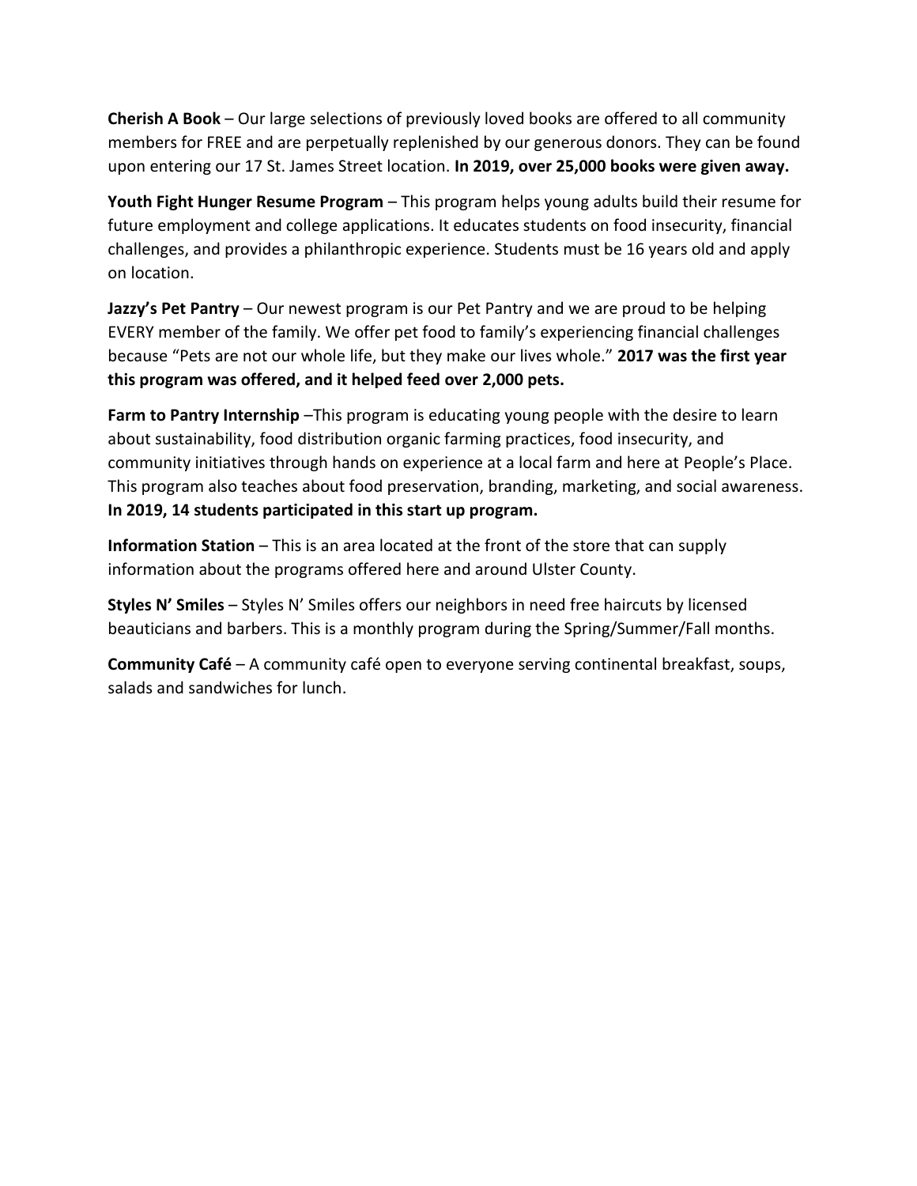**Cherish A Book** – Our large selections of previously loved books are offered to all community members for FREE and are perpetually replenished by our generous donors. They can be found upon entering our 17 St. James Street location. **In 2019, over 25,000 books were given away.**

**Youth Fight Hunger Resume Program** – This program helps young adults build their resume for future employment and college applications. It educates students on food insecurity, financial challenges, and provides a philanthropic experience. Students must be 16 years old and apply on location.

**Jazzy's Pet Pantry** – Our newest program is our Pet Pantry and we are proud to be helping EVERY member of the family. We offer pet food to family's experiencing financial challenges because "Pets are not our whole life, but they make our lives whole." **2017 was the first year this program was offered, and it helped feed over 2,000 pets.**

**Farm to Pantry Internship** –This program is educating young people with the desire to learn about sustainability, food distribution organic farming practices, food insecurity, and community initiatives through hands on experience at a local farm and here at People's Place. This program also teaches about food preservation, branding, marketing, and social awareness. **In 2019, 14 students participated in this start up program.**

**Information Station** – This is an area located at the front of the store that can supply information about the programs offered here and around Ulster County.

**Styles N' Smiles** – Styles N' Smiles offers our neighbors in need free haircuts by licensed beauticians and barbers. This is a monthly program during the Spring/Summer/Fall months.

**Community Café** – A community café open to everyone serving continental breakfast, soups, salads and sandwiches for lunch.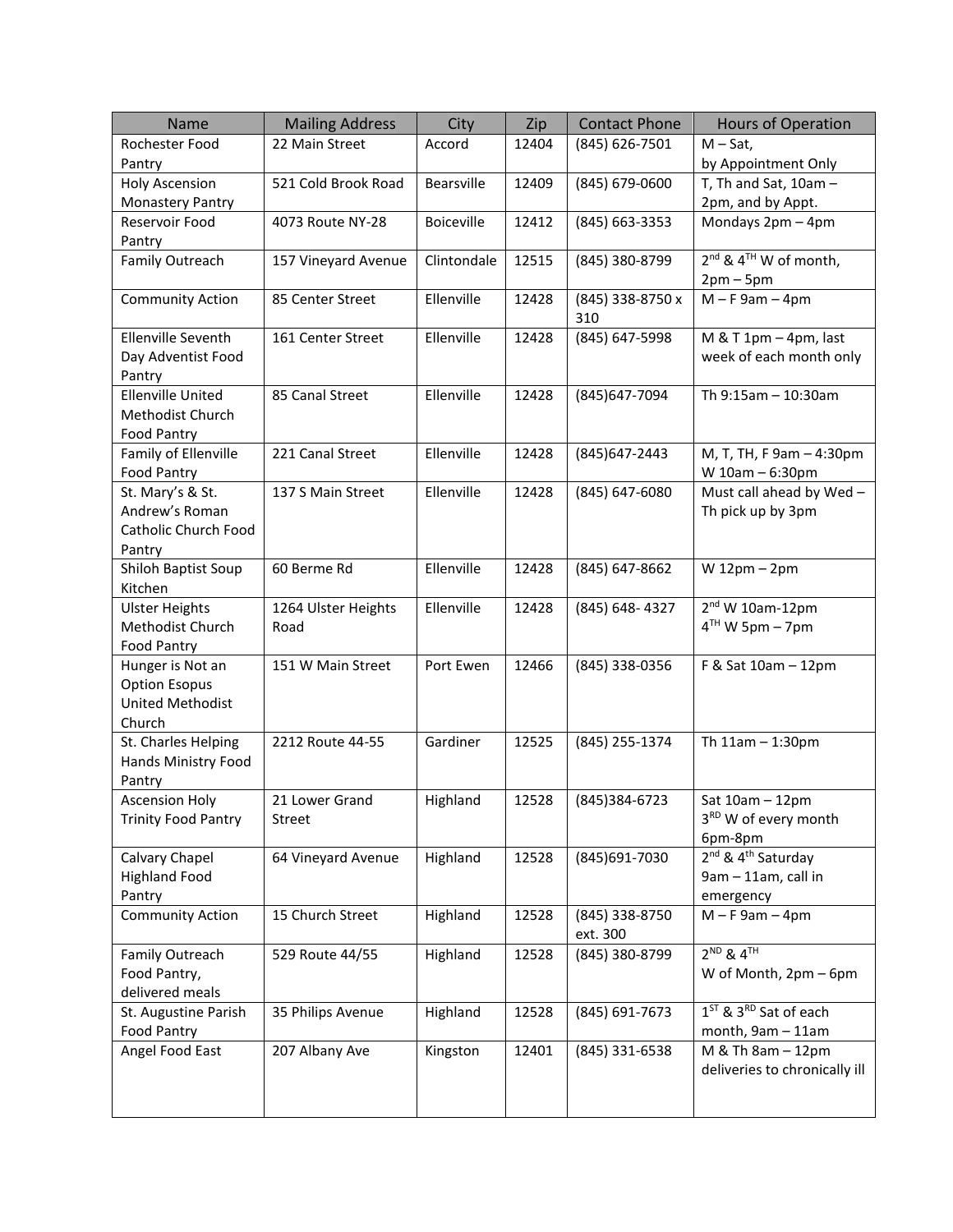| Name | Mailing Address | City | Zip | Contact Phone | Hours of Operation |
|---|---|---|---|---|---|
| Rochester Food Pantry | 22 Main Street | Accord | 12404 | (845) 626-7501 | M – Sat, by Appointment Only |
| Holy Ascension Monastery Pantry | 521 Cold Brook Road | Bearsville | 12409 | (845) 679-0600 | T, Th and Sat, 10am – 2pm, and by Appt. |
| Reservoir Food Pantry | 4073 Route NY-28 | Boiceville | 12412 | (845) 663-3353 | Mondays 2pm – 4pm |
| Family Outreach | 157 Vineyard Avenue | Clintondale | 12515 | (845) 380-8799 | 2nd & 4TH W of month, 2pm – 5pm |
| Community Action | 85 Center Street | Ellenville | 12428 | (845) 338-8750 x 310 | M – F 9am – 4pm |
| Ellenville Seventh Day Adventist Food Pantry | 161 Center Street | Ellenville | 12428 | (845) 647-5998 | M & T 1pm – 4pm, last week of each month only |
| Ellenville United Methodist Church Food Pantry | 85 Canal Street | Ellenville | 12428 | (845)647-7094 | Th 9:15am – 10:30am |
| Family of Ellenville Food Pantry | 221 Canal Street | Ellenville | 12428 | (845)647-2443 | M, T, TH, F 9am – 4:30pm W 10am – 6:30pm |
| St. Mary's & St. Andrew's Roman Catholic Church Food Pantry | 137 S Main Street | Ellenville | 12428 | (845) 647-6080 | Must call ahead by Wed – Th pick up by 3pm |
| Shiloh Baptist Soup Kitchen | 60 Berme Rd | Ellenville | 12428 | (845) 647-8662 | W 12pm – 2pm |
| Ulster Heights Methodist Church Food Pantry | 1264 Ulster Heights Road | Ellenville | 12428 | (845) 648- 4327 | 2nd W 10am-12pm 4TH W 5pm – 7pm |
| Hunger is Not an Option Esopus United Methodist Church | 151 W Main Street | Port Ewen | 12466 | (845) 338-0356 | F & Sat 10am – 12pm |
| St. Charles Helping Hands Ministry Food Pantry | 2212 Route 44-55 | Gardiner | 12525 | (845) 255-1374 | Th 11am – 1:30pm |
| Ascension Holy Trinity Food Pantry | 21 Lower Grand Street | Highland | 12528 | (845)384-6723 | Sat 10am – 12pm 3RD W of every month 6pm-8pm |
| Calvary Chapel Highland Food Pantry | 64 Vineyard Avenue | Highland | 12528 | (845)691-7030 | 2nd & 4th Saturday 9am – 11am, call in emergency |
| Community Action | 15 Church Street | Highland | 12528 | (845) 338-8750 ext. 300 | M – F 9am – 4pm |
| Family Outreach Food Pantry, delivered meals | 529 Route 44/55 | Highland | 12528 | (845) 380-8799 | 2ND & 4TH W of Month, 2pm – 6pm |
| St. Augustine Parish Food Pantry | 35 Philips Avenue | Highland | 12528 | (845) 691-7673 | 1ST & 3RD Sat of each month, 9am – 11am |
| Angel Food East | 207 Albany Ave | Kingston | 12401 | (845) 331-6538 | M & Th 8am – 12pm deliveries to chronically ill |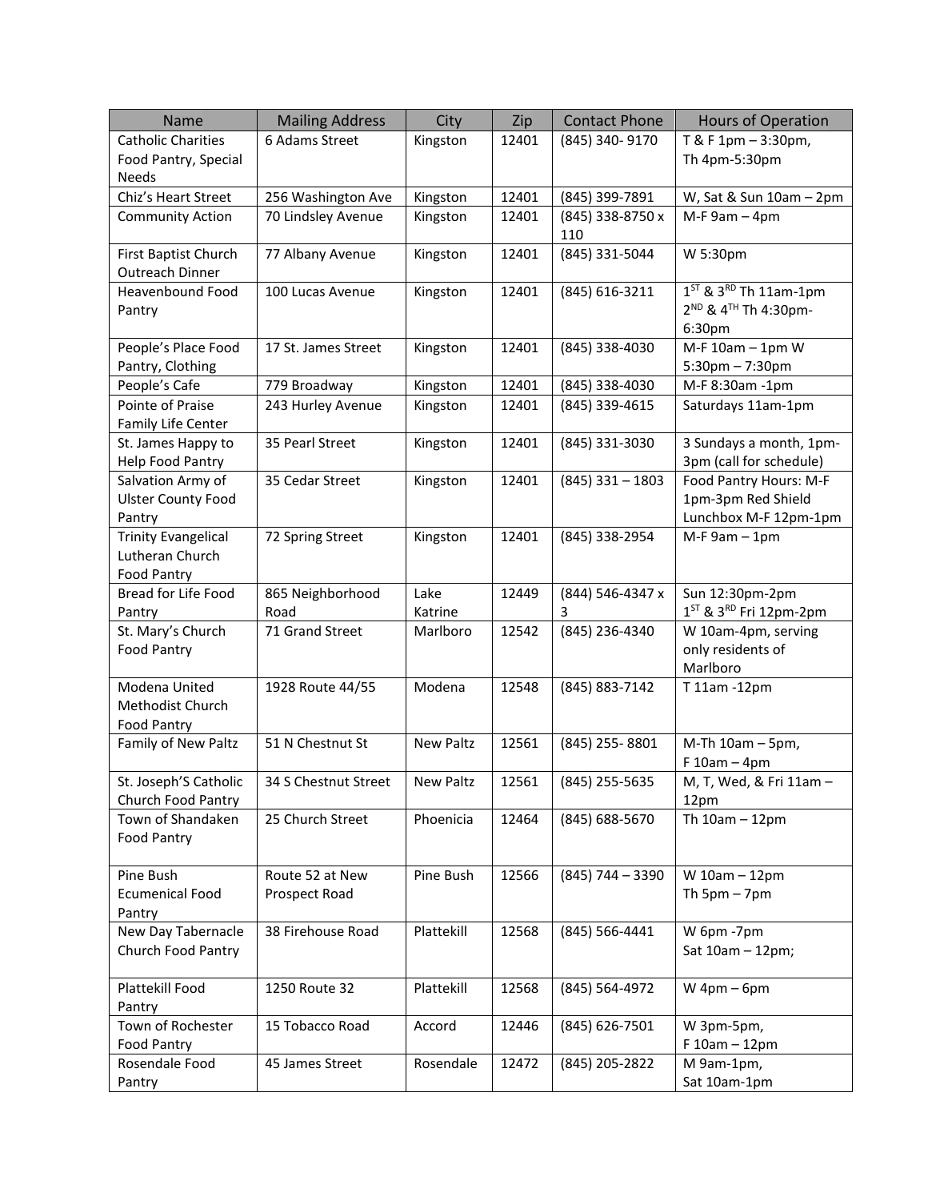| Name | Mailing Address | City | Zip | Contact Phone | Hours of Operation |
|---|---|---|---|---|---|
| Catholic Charities Food Pantry, Special Needs | 6 Adams Street | Kingston | 12401 | (845) 340- 9170 | T & F 1pm – 3:30pm, Th 4pm-5:30pm |
| Chiz's Heart Street | 256 Washington Ave | Kingston | 12401 | (845) 399-7891 | W, Sat & Sun 10am – 2pm |
| Community Action | 70 Lindsley Avenue | Kingston | 12401 | (845) 338-8750 x 110 | M-F 9am – 4pm |
| First Baptist Church Outreach Dinner | 77 Albany Avenue | Kingston | 12401 | (845) 331-5044 | W 5:30pm |
| Heavenbound Food Pantry | 100 Lucas Avenue | Kingston | 12401 | (845) 616-3211 | 1ST & 3RD Th 11am-1pm 2ND & 4TH Th 4:30pm-6:30pm |
| People's Place Food Pantry, Clothing | 17 St. James Street | Kingston | 12401 | (845) 338-4030 | M-F 10am – 1pm W 5:30pm – 7:30pm |
| People's Cafe | 779 Broadway | Kingston | 12401 | (845) 338-4030 | M-F 8:30am -1pm |
| Pointe of Praise Family Life Center | 243 Hurley Avenue | Kingston | 12401 | (845) 339-4615 | Saturdays 11am-1pm |
| St. James Happy to Help Food Pantry | 35 Pearl Street | Kingston | 12401 | (845) 331-3030 | 3 Sundays a month, 1pm-3pm (call for schedule) |
| Salvation Army of Ulster County Food Pantry | 35 Cedar Street | Kingston | 12401 | (845) 331 – 1803 | Food Pantry Hours: M-F 1pm-3pm Red Shield Lunchbox M-F 12pm-1pm |
| Trinity Evangelical Lutheran Church Food Pantry | 72 Spring Street | Kingston | 12401 | (845) 338-2954 | M-F 9am – 1pm |
| Bread for Life Food Pantry | 865 Neighborhood Road | Lake Katrine | 12449 | (844) 546-4347 x 3 | Sun 12:30pm-2pm 1ST & 3RD Fri 12pm-2pm |
| St. Mary's Church Food Pantry | 71 Grand Street | Marlboro | 12542 | (845) 236-4340 | W 10am-4pm, serving only residents of Marlboro |
| Modena United Methodist Church Food Pantry | 1928 Route 44/55 | Modena | 12548 | (845) 883-7142 | T 11am -12pm |
| Family of New Paltz | 51 N Chestnut St | New Paltz | 12561 | (845) 255- 8801 | M-Th 10am – 5pm, F 10am – 4pm |
| St. Joseph'S Catholic Church Food Pantry | 34 S Chestnut Street | New Paltz | 12561 | (845) 255-5635 | M, T, Wed, & Fri 11am – 12pm |
| Town of Shandaken Food Pantry | 25 Church Street | Phoenicia | 12464 | (845) 688-5670 | Th 10am – 12pm |
| Pine Bush Ecumenical Food Pantry | Route 52 at New Prospect Road | Pine Bush | 12566 | (845) 744 – 3390 | W 10am – 12pm Th 5pm – 7pm |
| New Day Tabernacle Church Food Pantry | 38 Firehouse Road | Plattekill | 12568 | (845) 566-4441 | W 6pm -7pm Sat 10am – 12pm; |
| Plattekill Food Pantry | 1250 Route 32 | Plattekill | 12568 | (845) 564-4972 | W 4pm – 6pm |
| Town of Rochester Food Pantry | 15 Tobacco Road | Accord | 12446 | (845) 626-7501 | W 3pm-5pm, F 10am – 12pm |
| Rosendale Food Pantry | 45 James Street | Rosendale | 12472 | (845) 205-2822 | M 9am-1pm, Sat 10am-1pm |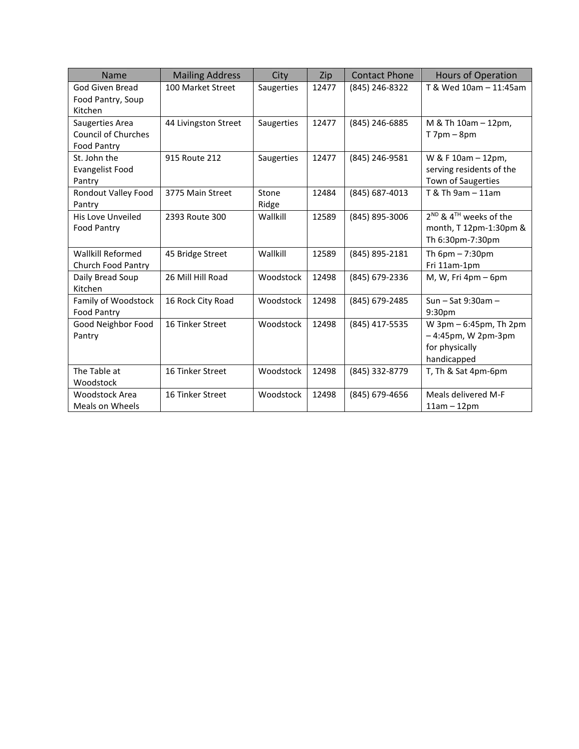| Name | Mailing Address | City | Zip | Contact Phone | Hours of Operation |
|---|---|---|---|---|---|
| God Given Bread Food Pantry, Soup Kitchen | 100 Market Street | Saugerties | 12477 | (845) 246-8322 | T & Wed 10am – 11:45am |
| Saugerties Area Council of Churches Food Pantry | 44 Livingston Street | Saugerties | 12477 | (845) 246-6885 | M & Th 10am – 12pm, T 7pm – 8pm |
| St. John the Evangelist Food Pantry | 915 Route 212 | Saugerties | 12477 | (845) 246-9581 | W & F 10am – 12pm, serving residents of the Town of Saugerties |
| Rondout Valley Food Pantry | 3775 Main Street | Stone Ridge | 12484 | (845) 687-4013 | T & Th 9am – 11am |
| His Love Unveiled Food Pantry | 2393 Route 300 | Wallkill | 12589 | (845) 895-3006 | 2ND & 4TH weeks of the month, T 12pm-1:30pm & Th 6:30pm-7:30pm |
| Wallkill Reformed Church Food Pantry | 45 Bridge Street | Wallkill | 12589 | (845) 895-2181 | Th 6pm – 7:30pm Fri 11am-1pm |
| Daily Bread Soup Kitchen | 26 Mill Hill Road | Woodstock | 12498 | (845) 679-2336 | M, W, Fri 4pm – 6pm |
| Family of Woodstock Food Pantry | 16 Rock City Road | Woodstock | 12498 | (845) 679-2485 | Sun – Sat 9:30am – 9:30pm |
| Good Neighbor Food Pantry | 16 Tinker Street | Woodstock | 12498 | (845) 417-5535 | W 3pm – 6:45pm, Th 2pm – 4:45pm, W 2pm-3pm for physically handicapped |
| The Table at Woodstock | 16 Tinker Street | Woodstock | 12498 | (845) 332-8779 | T, Th & Sat 4pm-6pm |
| Woodstock Area Meals on Wheels | 16 Tinker Street | Woodstock | 12498 | (845) 679-4656 | Meals delivered M-F 11am – 12pm |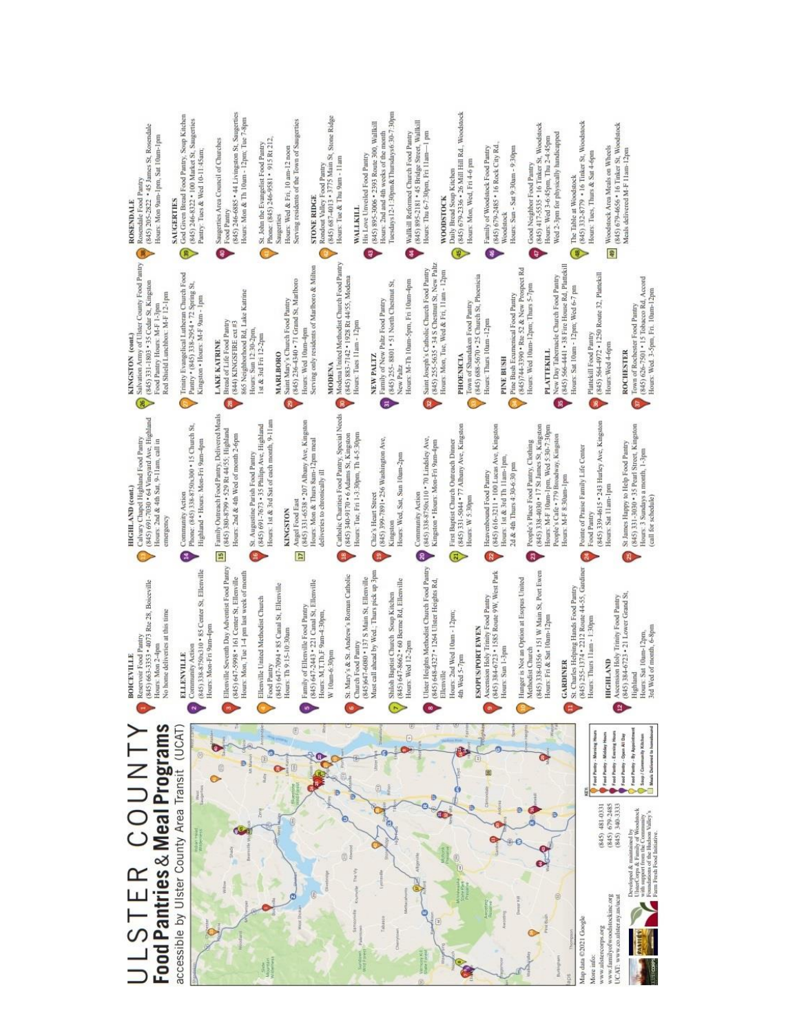# ULSTER COUNTY

## Food Pantries & Meal Programs

accessible by Ulster County Area Transit (UCAT)

Map data ©2021 Google

More info:
www.ulstercorps.org (845) 481-0331
www.familyofwoodstockinc.org (845) 679-2485
UCAT: www.co.ulster.ny.us/ucat (845) 340 3333

Developed & maintained by UlsterCorps & Family of Woodstock with support from the Community Foundations of the Hudson Valley's Farm Fresh Food Initiative.

KEY:
- Food Pantry - Morning Hours
- Food Pantry - Midday Hours
- Food Pantry - Evening Hours
- Food Pantry - Open All Day
- Food Pantry - By Appointment
- Soup / Community Kitchen
- Meals Delivered to homebound

### BOICEVILLE

1. Reservoir Food Pantry
(845) 663-3353 • 4073 Rte 28, Boiceville
Hours: Mon 2-4pm
No home deliveries at this time

### ELLENVILLE

2. Community Action
(845) 338-8750x310 • 85 Center St, Ellenville
Hours: Mon-Fri 9am-4pm

3. Ellenville Seventh Day Adventist Food Pantry
(845) 647-5998 • 161 Center St, Ellenville
Hours: Mon, Tue 1-4 pm last week of month

4. Ellenville United Methodist Church Food Pantry
(845) 647-7094 • 85 Canal St, Ellenville
Hours: Th 9:15-10:30am

5. Family of Ellenville Food Pantry
(845) 647-2443 • 221 Canal St, Ellenville
Hours: M,T,Th,F 9am-4:30pm, W 10am-6:30pm

6. St. Mary's & St. Andrew's Roman Catholic Church Food Pantry
(845)647-6080 • 137 S Main St, Ellenville
Must call ahead by Wed., Thurs pick up 3pm

7. Shiloh Baptist Church Soup Kitchen
(845) 647-8662 • 60 Berme Rd, Ellenville
Hours: Wed 12-2pm

8. Ulster Heights Methodist Church Food Pantry
(845) 648-4327 • 1264 Ulster Heights Rd, Ellenville
Hours: 2nd Wed 10am - 12pm; 4th Wed 5-7pm

### ESOPUS/PORT EWEN

9. Ascension Holy Trinity Food Pantry
(845) 384-6723 • 1585 Route 9W, West Park
Hours: Sun 1-3pm

10. Hunger is Not an Option at Esopus United Methodist Church
(845) 338-0356 • 151 W Main St, Port Ewen
Hours: Fri & Sat 10am-12pm

### GARDINER

11. St. Charles Helping Hands Food Pantry
(845) 255-1374 • 2212 Route 44-55, Gardiner
Hours: Thurs 11am - 1:30pm

### HIGHLAND

12. Ascension Holy Trinity Food Pantry
(845) 384-6723 • 21 Lower Grand St, Highland
Hours: Sat 10am-12pm, 3rd Wed of month, 6-8pm

### HIGHLAND (cont.)

13. Calvary Chapel Highland Food Pantry
(845) 691-7030 • 64 Vineyard Ave, Highland
Hours: 2nd & 4th Sat, 9-11am, call in emergency

14. Community Action
Phone: (845) 338-8750x300 • 15 Church St, Highland • Hours: Mon-Fri 9am-4pm

15. Family Outreach Food Pantry, Delivered Meals
(845) 380-8799 • 529 Rt 44/55, Highland
Hours: 2nd & 4th Wed of month 2-6pm

16. St. Augustine Parish Food Pantry
(845) 691-7673 • 35 Philips Ave, Highland
Hours: 1st & 3rd Sat of each month, 9-11am

### KINGSTON

17. Angel Food East
(845) 331-6538 • 207 Albany Ave, Kingston
Hours: Mon & Thurs 8am-12pm meal deliveries to chronically ill

18. Catholic Charities Food Pantry, Special Needs
(845) 340-9170 • 6 Adams St, Kingston
Hours: Tue, Fri 1-3:30pm, Th 4-5:30pm

19. Chiz's Heart Street
(845) 399-7891 • 256 Washington Ave, Kingston
Hours: Wed, Sat, Sun 10am-2pm

20. Community Action
(845) 338-8750x110 • 70 Lindsley Ave, Kingston • Hours: Mon-Fri 9am-4pm

21. First Baptist Church Outreach Dinner
(845) 331-5044 • 77 Albany Ave, Kingston
Hours: W 5:30pm

22. Heavenbound Food Pantry
(845) 616-3211 • 100 Lucas Ave, Kingston
Hours: 1st & 3rd Th 11am-1pm, 2d & 4th Thurs 4:30-6:30 pm

23. People's Place Food Pantry, Clothing
(845) 338-4030 • 17 St James St, Kingston
Hours: M-F 10am-1pm, Wed 5:30-7:30pm
People's Cafe • 779 Broadway, Kingston
Hours: M-F 8:30am-1pm

24. Pointe of Praise Family Life Center Food Pantry
(845) 339-4615 • 243 Hurley Ave, Kingston
Hours: Sat 11am-1pm

25. St James Happy to Help Food Pantry
(845) 331-3030 • 35 Pearl Street, Kingston
Hours: 3 Sundays a month, 1-3pm (call for schedule)

### KINGSTON (cont.)

26. Salvation Army of Ulster County Food Pantry
(845) 331-1803 • 35 Cedar St, Kingston
Food Pantry Hours: M-F 1-3pm
Red Shield Lunchbox: M-F 12-1pm

27. Trinity Evangelical Lutheran Church Food Pantry • (845) 338-2954 • 72 Spring St, Kingston • Hours: M-F 9am - 1pm

### LAKE KATRINE

28. Bread of Life Food Pantry
(844) KINGSFIRE ext #3
865 Neighborhood Rd, Lake Katrine
Hours: Sun 12:30-2pm, 1st & 3rd Fri 12-2pm

### MARLBORO

29. Saint Mary's Church Food Pantry
(845) 236-4340 • 71 Grand St, Marlboro
Hours: Wed 10am-4pm
Serving only residents of Marlboro & Milton

### MODENA

30. Modena United Methodist Church Food Pantry
(845) 883-7142 • 1928 Rt 44/55, Modena
Hours: Tues 11am - 12pm

### NEW PALTZ

31. Family of New Paltz Food Pantry
(845) 255- 8801 • 51 North Chestnut St, New Paltz
Hours: M-Th 10am-5pm, Fri 10am-4pm

32. Saint Joseph's Catholic Church Food Pantry
(845) 255-5635 • 34 S Chestnut St, New Paltz
Hours: Mon, Tue, Wed & Fri, 11am - 12pm

### PHOENICIA

33. Town of Shandaken Food Pantry
(845) 688-5670 • 25 Church St, Phoenicia
Hours: Thurs 10am -12pm

### PINE BUSH

34. Pine Bush Ecumenical Food Pantry
(845)744-3390 • Rte 52 & New Prospect Rd
Hours: Wed 10am-12pm; Thurs 5-7pm

### PLATTEKILL

35. New Day Tabernacle Church Food Pantry
(845) 566-4441 • 38 Fire House Rd, Plattekill
Hours: Sat 10am - 12pm; Wed 6-7 pm

36. Plattekill Food Pantry
(845) 564-4972 • 1250 Route 32, Plattekill
Hours: Wed 4-6pm

### ROCHESTER

37. Town of Rochester Food Pantry
(845) 626-7501 • 15 Tobacco Rd, Accord
Hours: Wed 3-5pm, Fri. 10am-12pm

### ROSENDALE

38. Rosendale Food Pantry
(845) 205-2822 • 45 James St, Rosendale
Hours: Mon 9am-1pm, Sat 10am-1pm

### SAUGERTIES

39. God Given Bread Food Pantry, Soup Kitchen
(845) 246-8322 • 100 Market St, Saugerties
Pantry: Tues & Wed 10-11:45am;

40. Saugerties Area Council of Churches Food Pantry
(845) 246-6885 • 44 Livingston St, Saugerties
Hours: Mon & Th 10am - 12pm; Tue 7-8pm

41. St. John the Evangelist Food Pantry
Phone: (845) 246-9581 • 915 Rt 212, Saugerties
Hours: Wed & Fri 10 am-12 noon
Serving residents of the Town of Saugerties

### STONE RIDGE

42. Rondout Valley Food Pantry
(845) 687-4013 • 3775 Main St, Stone Ridge
Hours: Tue & Thu 9am - 11am

### WALLKILL

43. His Love Unveiled Food Pantry
(845) 895-3006 • 2393 Route 300, Wallkill
Hours: 2nd and 4th weeks of the month Tuesdays12-1:30pm& Thursdays6:30-7:30pm

44. Wallkill Reformed Church Food Pantry
(845) 895-2181 • 45 Bridge Street, Wallkill
Hours: Thu 6-7:30pm, Fri 11am—1 pm

### WOODSTOCK

45. Daily Bread Soup Kitchen
(845) 679-2336 • 26 Mill Hill Rd, Woodstock
Hours: Mon, Wed, Fri 4-6 pm

46. Family of Woodstock Food Pantry
(845) 679-2485 • 16 Rock City Rd., Woodstock
Hours: Sun - Sat 9:30am - 9:30pm

47. Good Neighbor Food Pantry
(845) 417-5535 • 16 Tinker St, Woodstock
Hours: Wed 3-6:45pm, Thu 2-4:45pm
Wed 2-3pm for physically handicapped

48. The Table at Woodstock
(845) 332-8779 • 16 Tinker St, Woodstock
Hours: Tues, Thurs & Sat 4-6pm

49. Woodstock Area Meals on Wheels
(845) 679-4656 • 16 Tinker St, Woodstock
Meals delivered M-F 11am-12pm